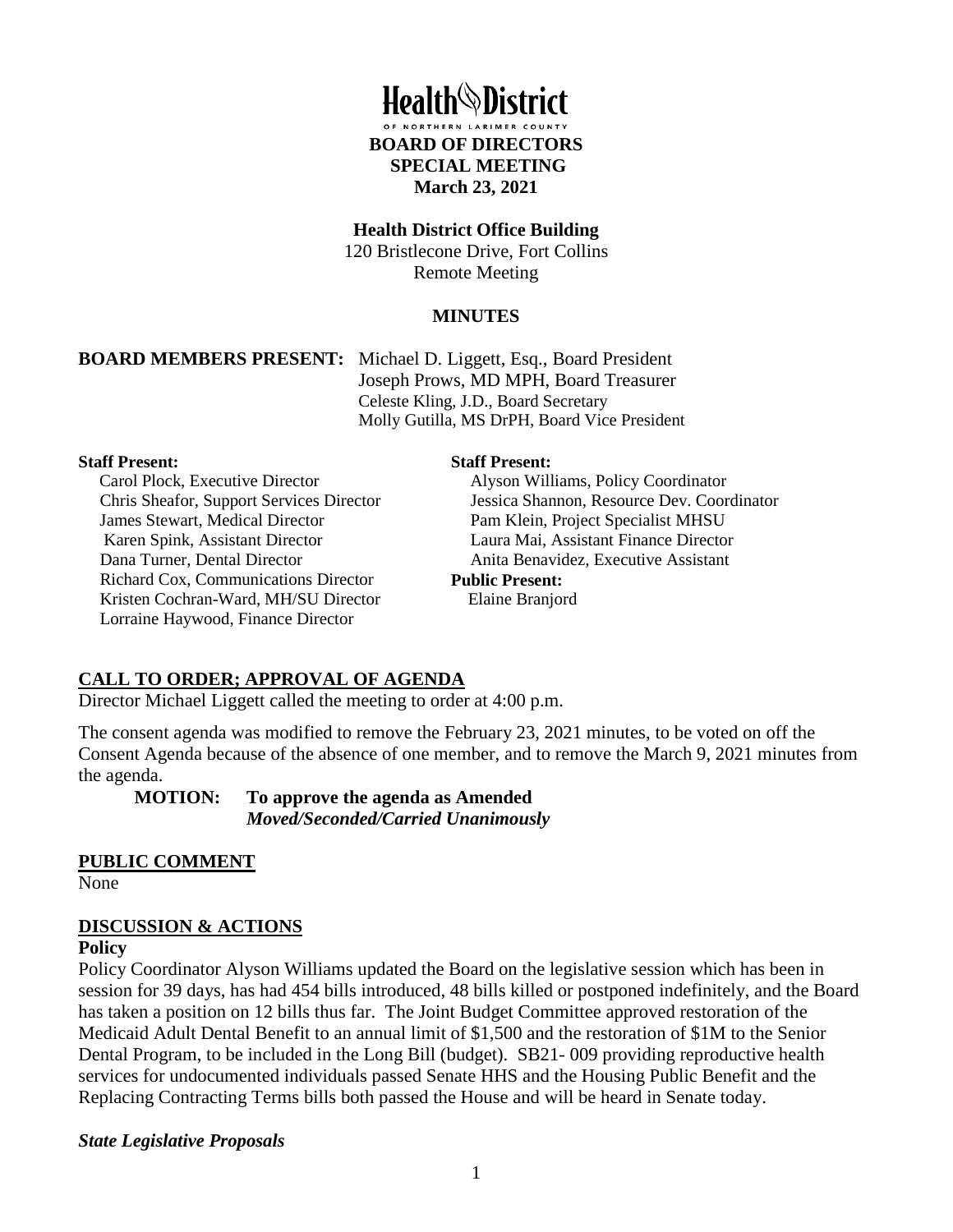# Health District

OF NORTHERN LARIMER COUNTY

**BOARD OF DIRECTORS**
**SPECIAL MEETING**
**March 23, 2021**

**Health District Office Building**
120 Bristlecone Drive, Fort Collins
Remote Meeting

**MINUTES**

**BOARD MEMBERS PRESENT:** Michael D. Liggett, Esq., Board President
Joseph Prows, MD MPH, Board Treasurer
Celeste Kling, J.D., Board Secretary
Molly Gutilla, MS DrPH, Board Vice President

**Staff Present:**
Carol Plock, Executive Director
Chris Sheafor, Support Services Director
James Stewart, Medical Director
Karen Spink, Assistant Director
Dana Turner, Dental Director
Richard Cox, Communications Director
Kristen Cochran-Ward, MH/SU Director
Lorraine Haywood, Finance Director

**Staff Present:**
Alyson Williams, Policy Coordinator
Jessica Shannon, Resource Dev. Coordinator
Pam Klein, Project Specialist MHSU
Laura Mai, Assistant Finance Director
Anita Benavidez, Executive Assistant

**Public Present:**
Elaine Branjord

## CALL TO ORDER; APPROVAL OF AGENDA

Director Michael Liggett called the meeting to order at 4:00 p.m.

The consent agenda was modified to remove the February 23, 2021 minutes, to be voted on off the Consent Agenda because of the absence of one member, and to remove the March 9, 2021 minutes from the agenda.

**MOTION: To approve the agenda as Amended**
***Moved/Seconded/Carried Unanimously***

## PUBLIC COMMENT

None

## DISCUSSION & ACTIONS

### Policy

Policy Coordinator Alyson Williams updated the Board on the legislative session which has been in session for 39 days, has had 454 bills introduced, 48 bills killed or postponed indefinitely, and the Board has taken a position on 12 bills thus far. The Joint Budget Committee approved restoration of the Medicaid Adult Dental Benefit to an annual limit of $1,500 and the restoration of $1M to the Senior Dental Program, to be included in the Long Bill (budget). SB21- 009 providing reproductive health services for undocumented individuals passed Senate HHS and the Housing Public Benefit and the Replacing Contracting Terms bills both passed the House and will be heard in Senate today.

***State Legislative Proposals***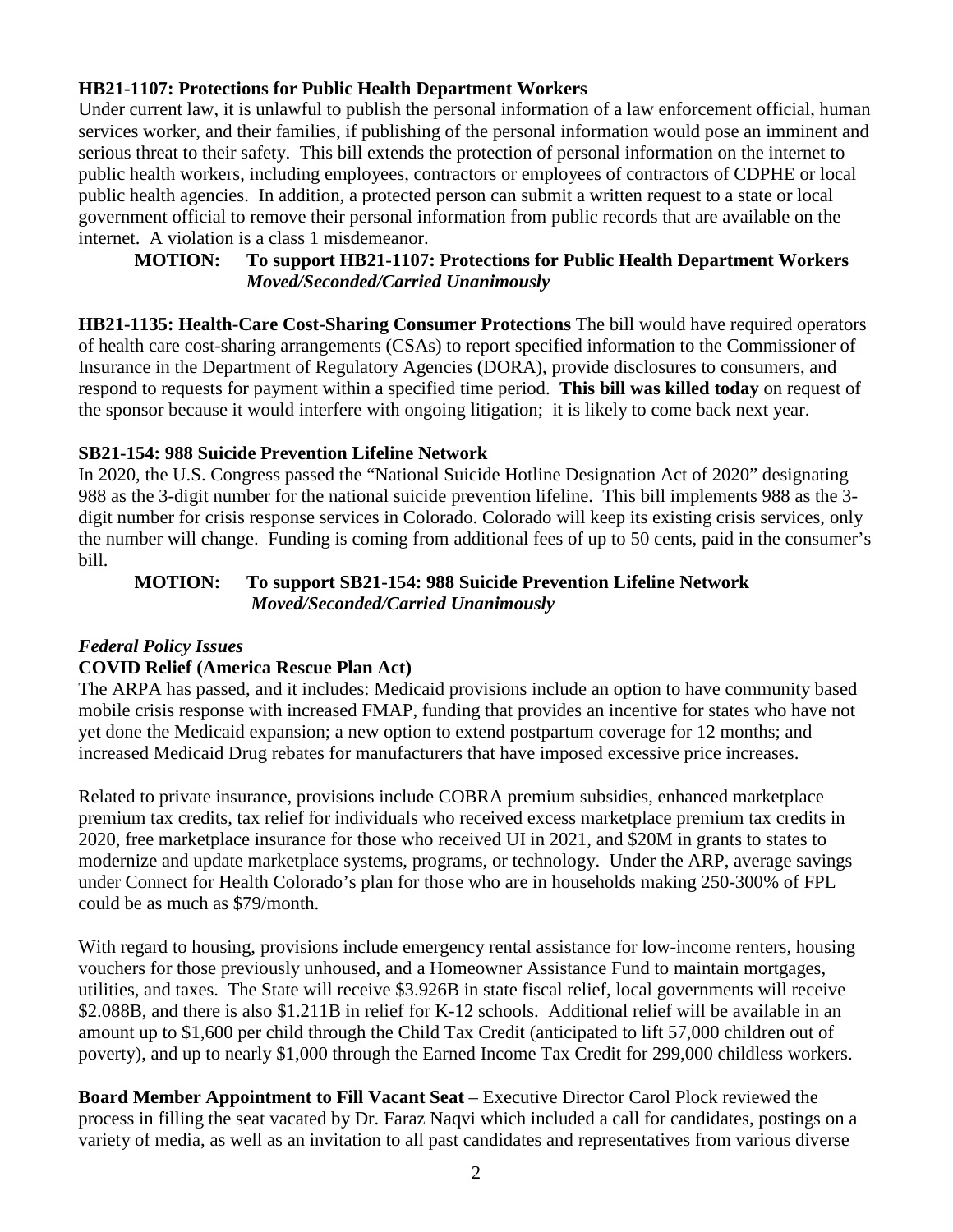**HB21-1107: Protections for Public Health Department Workers**
Under current law, it is unlawful to publish the personal information of a law enforcement official, human services worker, and their families, if publishing of the personal information would pose an imminent and serious threat to their safety. This bill extends the protection of personal information on the internet to public health workers, including employees, contractors or employees of contractors of CDPHE or local public health agencies. In addition, a protected person can submit a written request to a state or local government official to remove their personal information from public records that are available on the internet. A violation is a class 1 misdemeanor.

> **MOTION: To support HB21-1107: Protections for Public Health Department Workers**
> ***Moved/Seconded/Carried Unanimously***

**HB21-1135: Health-Care Cost-Sharing Consumer Protections** The bill would have required operators of health care cost-sharing arrangements (CSAs) to report specified information to the Commissioner of Insurance in the Department of Regulatory Agencies (DORA), provide disclosures to consumers, and respond to requests for payment within a specified time period. **This bill was killed today** on request of the sponsor because it would interfere with ongoing litigation; it is likely to come back next year.

**SB21-154: 988 Suicide Prevention Lifeline Network**
In 2020, the U.S. Congress passed the "National Suicide Hotline Designation Act of 2020" designating 988 as the 3-digit number for the national suicide prevention lifeline. This bill implements 988 as the 3-digit number for crisis response services in Colorado. Colorado will keep its existing crisis services, only the number will change. Funding is coming from additional fees of up to 50 cents, paid in the consumer's bill.

> **MOTION: To support SB21-154: 988 Suicide Prevention Lifeline Network**
> ***Moved/Seconded/Carried Unanimously***

***Federal Policy Issues***

**COVID Relief (America Rescue Plan Act)**
The ARPA has passed, and it includes: Medicaid provisions include an option to have community based mobile crisis response with increased FMAP, funding that provides an incentive for states who have not yet done the Medicaid expansion; a new option to extend postpartum coverage for 12 months; and increased Medicaid Drug rebates for manufacturers that have imposed excessive price increases.

Related to private insurance, provisions include COBRA premium subsidies, enhanced marketplace premium tax credits, tax relief for individuals who received excess marketplace premium tax credits in 2020, free marketplace insurance for those who received UI in 2021, and $20M in grants to states to modernize and update marketplace systems, programs, or technology. Under the ARP, average savings under Connect for Health Colorado's plan for those who are in households making 250-300% of FPL could be as much as $79/month.

With regard to housing, provisions include emergency rental assistance for low-income renters, housing vouchers for those previously unhoused, and a Homeowner Assistance Fund to maintain mortgages, utilities, and taxes. The State will receive $3.926B in state fiscal relief, local governments will receive $2.088B, and there is also $1.211B in relief for K-12 schools. Additional relief will be available in an amount up to $1,600 per child through the Child Tax Credit (anticipated to lift 57,000 children out of poverty), and up to nearly $1,000 through the Earned Income Tax Credit for 299,000 childless workers.

**Board Member Appointment to Fill Vacant Seat** – Executive Director Carol Plock reviewed the process in filling the seat vacated by Dr. Faraz Naqvi which included a call for candidates, postings on a variety of media, as well as an invitation to all past candidates and representatives from various diverse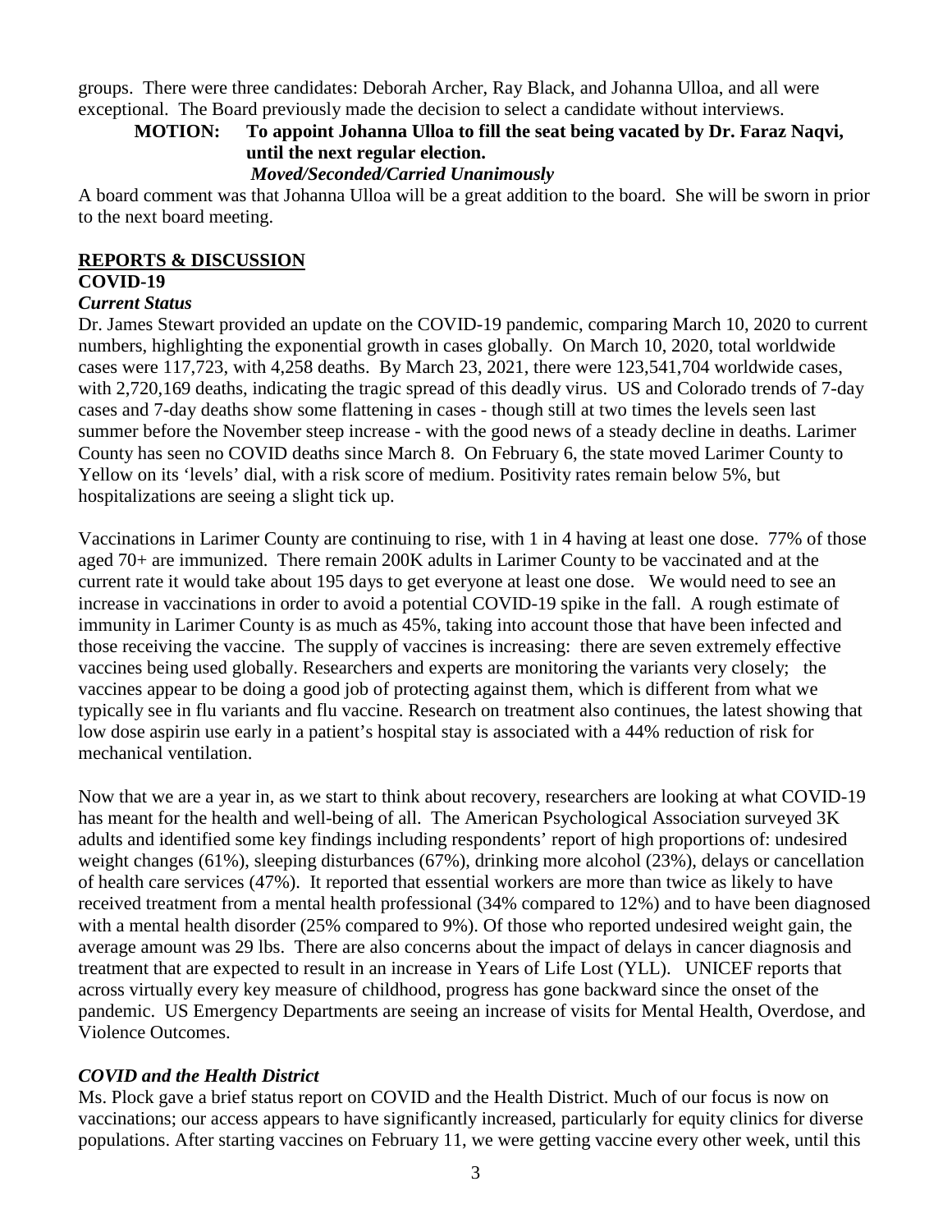groups. There were three candidates: Deborah Archer, Ray Black, and Johanna Ulloa, and all were exceptional. The Board previously made the decision to select a candidate without interviews.

**MOTION: To appoint Johanna Ulloa to fill the seat being vacated by Dr. Faraz Naqvi, until the next regular election.**

***Moved/Seconded/Carried Unanimously***

A board comment was that Johanna Ulloa will be a great addition to the board. She will be sworn in prior to the next board meeting.

**REPORTS & DISCUSSION**

**COVID-19**

***Current Status***

Dr. James Stewart provided an update on the COVID-19 pandemic, comparing March 10, 2020 to current numbers, highlighting the exponential growth in cases globally. On March 10, 2020, total worldwide cases were 117,723, with 4,258 deaths. By March 23, 2021, there were 123,541,704 worldwide cases, with 2,720,169 deaths, indicating the tragic spread of this deadly virus. US and Colorado trends of 7-day cases and 7-day deaths show some flattening in cases - though still at two times the levels seen last summer before the November steep increase - with the good news of a steady decline in deaths. Larimer County has seen no COVID deaths since March 8. On February 6, the state moved Larimer County to Yellow on its 'levels' dial, with a risk score of medium. Positivity rates remain below 5%, but hospitalizations are seeing a slight tick up.

Vaccinations in Larimer County are continuing to rise, with 1 in 4 having at least one dose. 77% of those aged 70+ are immunized. There remain 200K adults in Larimer County to be vaccinated and at the current rate it would take about 195 days to get everyone at least one dose. We would need to see an increase in vaccinations in order to avoid a potential COVID-19 spike in the fall. A rough estimate of immunity in Larimer County is as much as 45%, taking into account those that have been infected and those receiving the vaccine. The supply of vaccines is increasing: there are seven extremely effective vaccines being used globally. Researchers and experts are monitoring the variants very closely; the vaccines appear to be doing a good job of protecting against them, which is different from what we typically see in flu variants and flu vaccine. Research on treatment also continues, the latest showing that low dose aspirin use early in a patient's hospital stay is associated with a 44% reduction of risk for mechanical ventilation.

Now that we are a year in, as we start to think about recovery, researchers are looking at what COVID-19 has meant for the health and well-being of all. The American Psychological Association surveyed 3K adults and identified some key findings including respondents' report of high proportions of: undesired weight changes (61%), sleeping disturbances (67%), drinking more alcohol (23%), delays or cancellation of health care services (47%). It reported that essential workers are more than twice as likely to have received treatment from a mental health professional (34% compared to 12%) and to have been diagnosed with a mental health disorder (25% compared to 9%). Of those who reported undesired weight gain, the average amount was 29 lbs. There are also concerns about the impact of delays in cancer diagnosis and treatment that are expected to result in an increase in Years of Life Lost (YLL). UNICEF reports that across virtually every key measure of childhood, progress has gone backward since the onset of the pandemic. US Emergency Departments are seeing an increase of visits for Mental Health, Overdose, and Violence Outcomes.

***COVID and the Health District***

Ms. Plock gave a brief status report on COVID and the Health District. Much of our focus is now on vaccinations; our access appears to have significantly increased, particularly for equity clinics for diverse populations. After starting vaccines on February 11, we were getting vaccine every other week, until this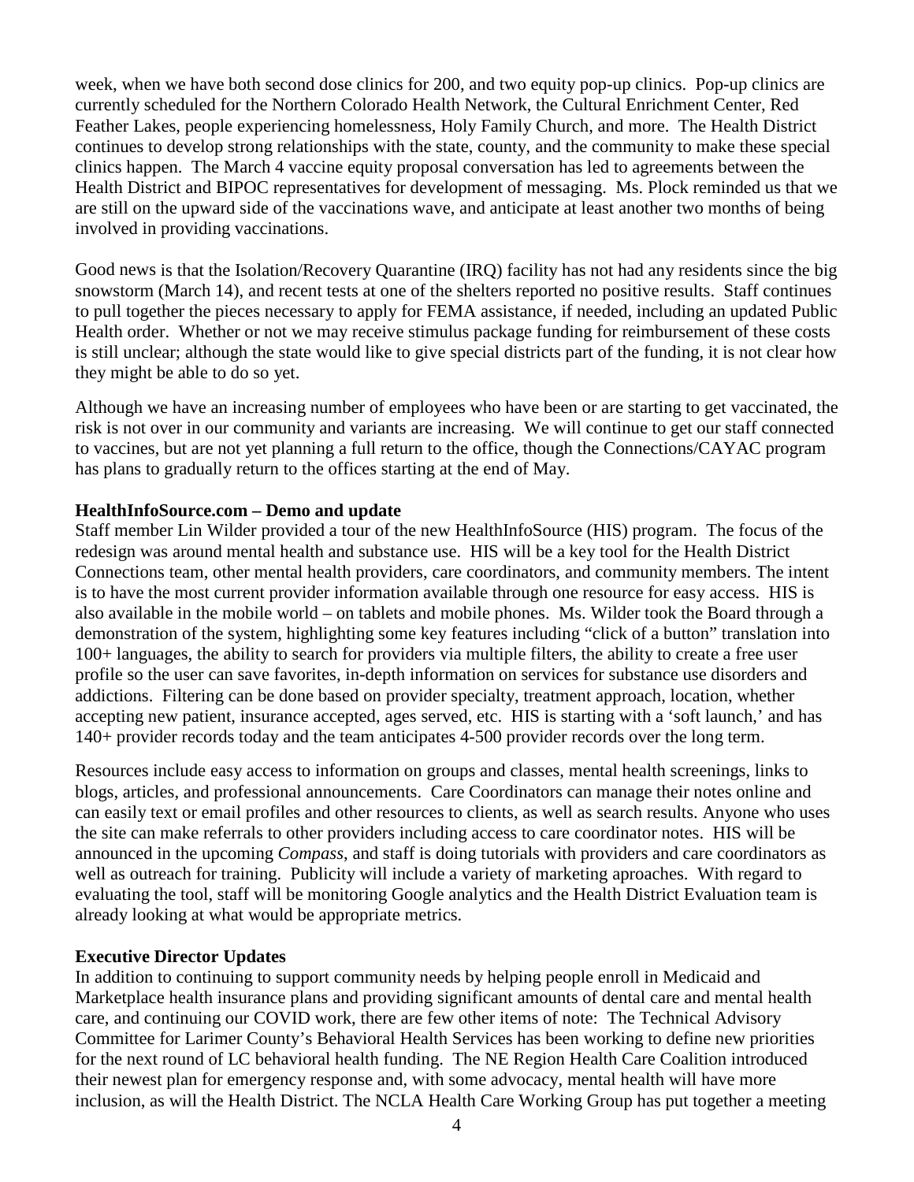week, when we have both second dose clinics for 200, and two equity pop-up clinics. Pop-up clinics are currently scheduled for the Northern Colorado Health Network, the Cultural Enrichment Center, Red Feather Lakes, people experiencing homelessness, Holy Family Church, and more. The Health District continues to develop strong relationships with the state, county, and the community to make these special clinics happen. The March 4 vaccine equity proposal conversation has led to agreements between the Health District and BIPOC representatives for development of messaging. Ms. Plock reminded us that we are still on the upward side of the vaccinations wave, and anticipate at least another two months of being involved in providing vaccinations.

Good news is that the Isolation/Recovery Quarantine (IRQ) facility has not had any residents since the big snowstorm (March 14), and recent tests at one of the shelters reported no positive results. Staff continues to pull together the pieces necessary to apply for FEMA assistance, if needed, including an updated Public Health order. Whether or not we may receive stimulus package funding for reimbursement of these costs is still unclear; although the state would like to give special districts part of the funding, it is not clear how they might be able to do so yet.

Although we have an increasing number of employees who have been or are starting to get vaccinated, the risk is not over in our community and variants are increasing. We will continue to get our staff connected to vaccines, but are not yet planning a full return to the office, though the Connections/CAYAC program has plans to gradually return to the offices starting at the end of May.

**HealthInfoSource.com – Demo and update**

Staff member Lin Wilder provided a tour of the new HealthInfoSource (HIS) program. The focus of the redesign was around mental health and substance use. HIS will be a key tool for the Health District Connections team, other mental health providers, care coordinators, and community members. The intent is to have the most current provider information available through one resource for easy access. HIS is also available in the mobile world – on tablets and mobile phones. Ms. Wilder took the Board through a demonstration of the system, highlighting some key features including "click of a button" translation into 100+ languages, the ability to search for providers via multiple filters, the ability to create a free user profile so the user can save favorites, in-depth information on services for substance use disorders and addictions. Filtering can be done based on provider specialty, treatment approach, location, whether accepting new patient, insurance accepted, ages served, etc. HIS is starting with a 'soft launch,' and has 140+ provider records today and the team anticipates 4-500 provider records over the long term.

Resources include easy access to information on groups and classes, mental health screenings, links to blogs, articles, and professional announcements. Care Coordinators can manage their notes online and can easily text or email profiles and other resources to clients, as well as search results. Anyone who uses the site can make referrals to other providers including access to care coordinator notes. HIS will be announced in the upcoming *Compass*, and staff is doing tutorials with providers and care coordinators as well as outreach for training. Publicity will include a variety of marketing aproaches. With regard to evaluating the tool, staff will be monitoring Google analytics and the Health District Evaluation team is already looking at what would be appropriate metrics.

**Executive Director Updates**

In addition to continuing to support community needs by helping people enroll in Medicaid and Marketplace health insurance plans and providing significant amounts of dental care and mental health care, and continuing our COVID work, there are few other items of note: The Technical Advisory Committee for Larimer County's Behavioral Health Services has been working to define new priorities for the next round of LC behavioral health funding. The NE Region Health Care Coalition introduced their newest plan for emergency response and, with some advocacy, mental health will have more inclusion, as will the Health District. The NCLA Health Care Working Group has put together a meeting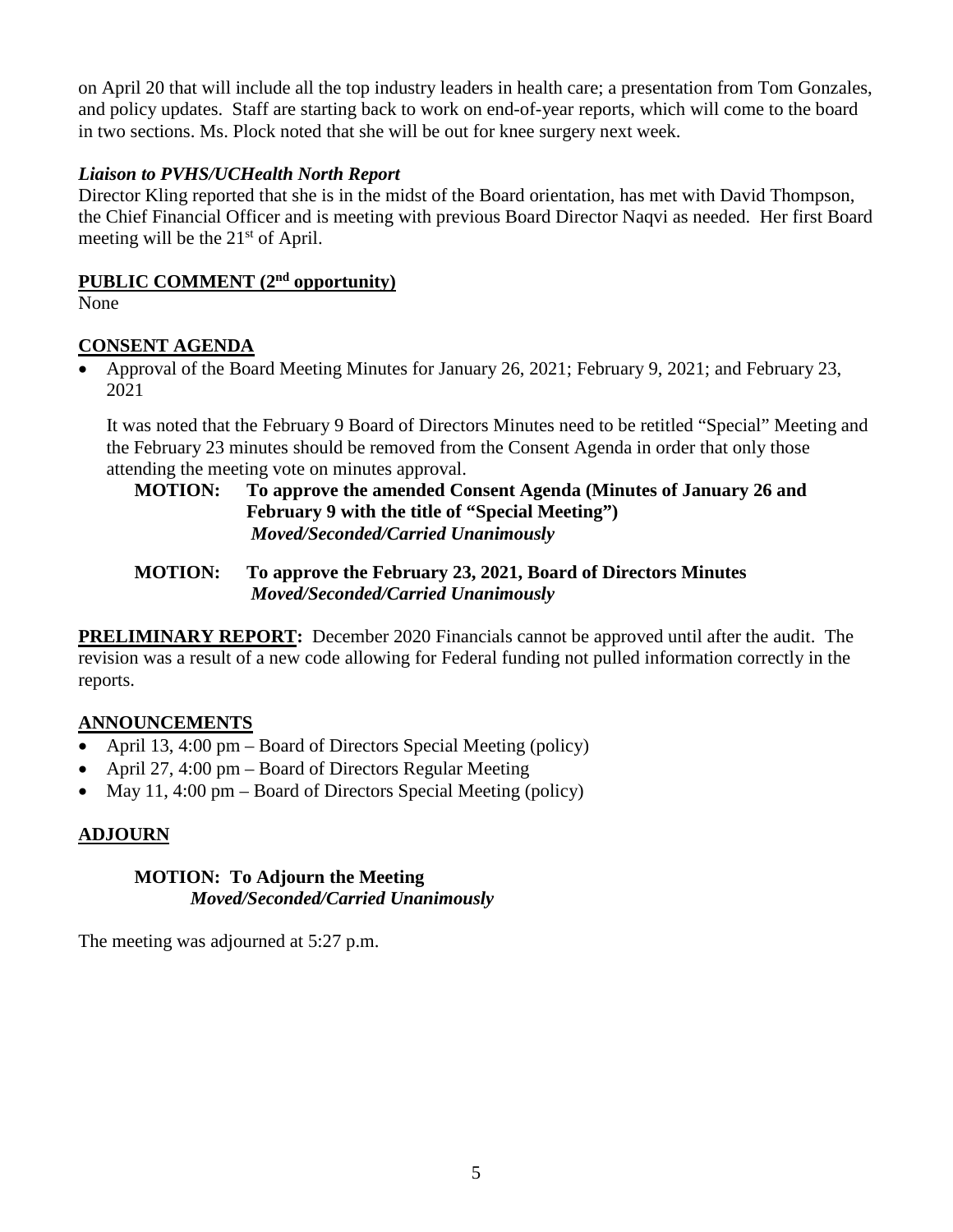on April 20 that will include all the top industry leaders in health care; a presentation from Tom Gonzales, and policy updates. Staff are starting back to work on end-of-year reports, which will come to the board in two sections. Ms. Plock noted that she will be out for knee surgery next week.

***Liaison to PVHS/UCHealth North Report***

Director Kling reported that she is in the midst of the Board orientation, has met with David Thompson, the Chief Financial Officer and is meeting with previous Board Director Naqvi as needed. Her first Board meeting will be the 21st of April.

**PUBLIC COMMENT (2nd opportunity)**

None

**CONSENT AGENDA**

- Approval of the Board Meeting Minutes for January 26, 2021; February 9, 2021; and February 23, 2021

  It was noted that the February 9 Board of Directors Minutes need to be retitled "Special" Meeting and the February 23 minutes should be removed from the Consent Agenda in order that only those attending the meeting vote on minutes approval.

  **MOTION: To approve the amended Consent Agenda (Minutes of January 26 and February 9 with the title of "Special Meeting")**
  ***Moved/Seconded/Carried Unanimously***

  **MOTION: To approve the February 23, 2021, Board of Directors Minutes**
  ***Moved/Seconded/Carried Unanimously***

**PRELIMINARY REPORT:** December 2020 Financials cannot be approved until after the audit. The revision was a result of a new code allowing for Federal funding not pulled information correctly in the reports.

**ANNOUNCEMENTS**

- April 13, 4:00 pm – Board of Directors Special Meeting (policy)
- April 27, 4:00 pm – Board of Directors Regular Meeting
- May 11, 4:00 pm – Board of Directors Special Meeting (policy)

**ADJOURN**

**MOTION: To Adjourn the Meeting**
***Moved/Seconded/Carried Unanimously***

The meeting was adjourned at 5:27 p.m.